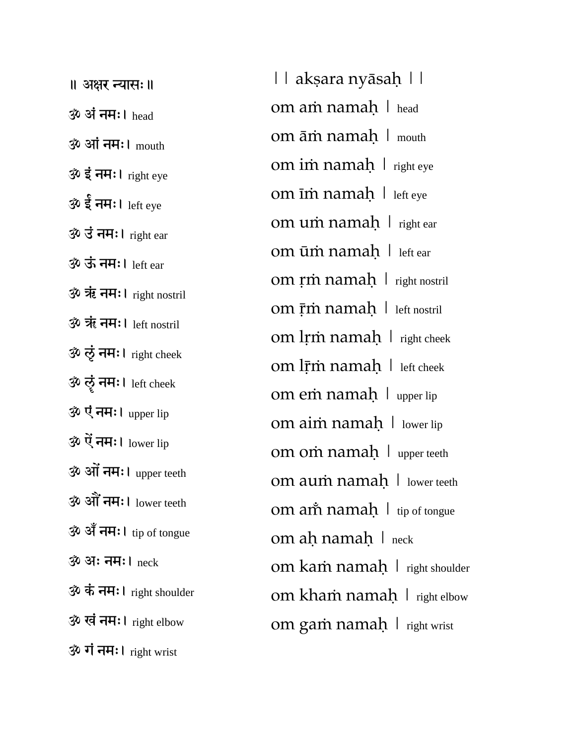॥ अक्षर न्यासः ॥

ॐ अं नमः। head

ॐ आं नमः। mouth

ॐ इं नमः। right eye

ॐ ईं नमः। left eye

ॐ उं नमः। right ear

ॐ ऊं नमः। left ear

ॐ ऋं नमः। right nostril

ॐ ॠं नमः। left nostril

ॐ ऌं नमः। right cheek

ॐ ॡं नमः। left cheek

ॐ एं नमः। upper lip

ॐ ऐं नमः। lower lip

ॐ ओं नमः। upper teeth

ॐ औं नमः। lower teeth

ॐ अँ नमः। tip of tongue

ॐ अः नमः। neck

ॐ कं नमः। right shoulder

ॐ खं नमः। right elbow

ॐ गं नमः। right wrist

|| akṣara nyāsaḥ ||

om aṁ namaḥ | head

om āṁ namaḥ | mouth

om iṁ namaḥ | right eye

om īṁ namaḥ | left eye

om uṁ namaḥ | right ear

om ūṁ namaḥ | left ear

om ṛṁ namaḥ | right nostril

om ṝṁ namaḥ | left nostril

om lṛṁ namaḥ | right cheek

om lṝṁ namaḥ | left cheek

om eṁ namaḥ | upper lip

om aiṁ namaḥ | lower lip

om oṁ namaḥ | upper teeth

om auṁ namaḥ | lower teeth

om am̐ namaḥ | tip of tongue

om aḥ namaḥ | neck

om kaṁ namaḥ | right shoulder

om khaṁ namaḥ | right elbow

om gaṁ namaḥ | right wrist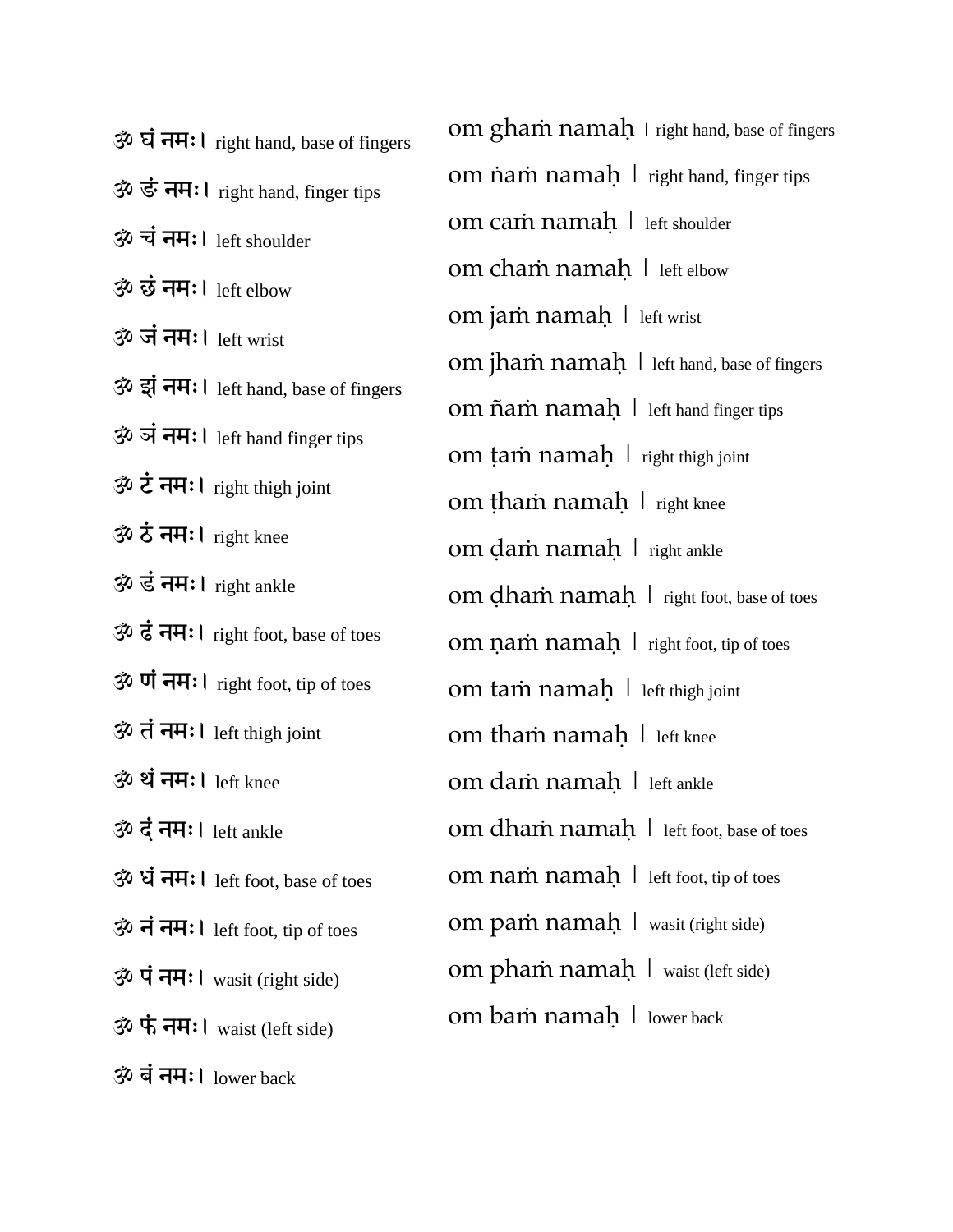ॐ घं नमः। right hand, base of fingers

ॐ ङं नमः। right hand, finger tips

ॐ चं नमः। left shoulder

ॐ छं नमः। left elbow

ॐ जं नमः। left wrist

ॐ झं नमः। left hand, base of fingers

ॐ ञं नमः। left hand finger tips

ॐ टं नमः। right thigh joint

ॐ ठं नमः। right knee

ॐ डं नमः। right ankle

ॐ ढं नमः। right foot, base of toes

ॐ णं नमः। right foot, tip of toes

ॐ तं नमः। left thigh joint

ॐ थं नमः। left knee

ॐ दं नमः। left ankle

ॐ धं नमः। left foot, base of toes

ॐ नं नमः। left foot, tip of toes

ॐ पं नमः। wasit (right side)

ॐ फं नमः। waist (left side)

ॐ बं नमः। lower back

om ghaṁ namaḥ । right hand, base of fingers

om ṅaṁ namaḥ । right hand, finger tips

om caṁ namaḥ । left shoulder

om chaṁ namaḥ । left elbow

om jaṁ namaḥ । left wrist

om jhaṁ namaḥ । left hand, base of fingers

om ñaṁ namaḥ । left hand finger tips

om ṭaṁ namaḥ । right thigh joint

om ṭhaṁ namaḥ । right knee

om ḍaṁ namaḥ । right ankle

om ḍhaṁ namaḥ । right foot, base of toes

om ṇaṁ namaḥ । right foot, tip of toes

om taṁ namaḥ । left thigh joint

om thaṁ namaḥ । left knee

om daṁ namaḥ । left ankle

om dhaṁ namaḥ । left foot, base of toes

om naṁ namaḥ । left foot, tip of toes

om paṁ namaḥ । wasit (right side)

om phaṁ namaḥ । waist (left side)

om baṁ namaḥ । lower back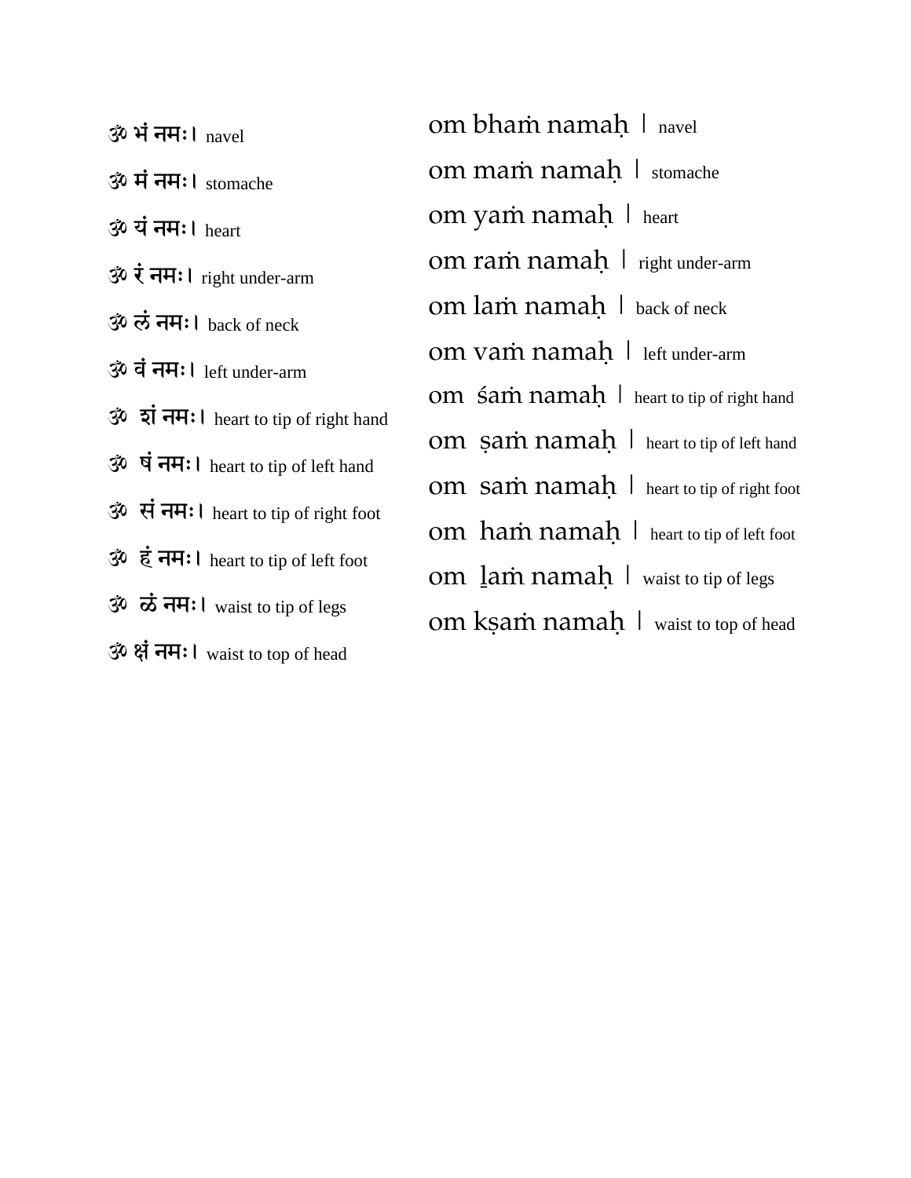ॐ भं नमः। navel

ॐ मं नमः। stomache

ॐ यं नमः। heart

ॐ रं नमः। right under-arm

ॐ लं नमः। back of neck

ॐ वं नमः। left under-arm

ॐ शं नमः। heart to tip of right hand

ॐ षं नमः। heart to tip of left hand

ॐ सं नमः। heart to tip of right foot

ॐ हं नमः। heart to tip of left foot

ॐ ळं नमः। waist to tip of legs

ॐ क्षं नमः। waist to top of head

om bhaṁ namaḥ | navel

om maṁ namaḥ | stomache

om yaṁ namaḥ | heart

om raṁ namaḥ | right under-arm

om laṁ namaḥ | back of neck

om vaṁ namaḥ | left under-arm

om śaṁ namaḥ | heart to tip of right hand

om ṣaṁ namaḥ | heart to tip of left hand

om saṁ namaḥ | heart to tip of right foot

om haṁ namaḥ | heart to tip of left foot

om ḻaṁ namaḥ | waist to tip of legs

om kṣaṁ namaḥ | waist to top of head